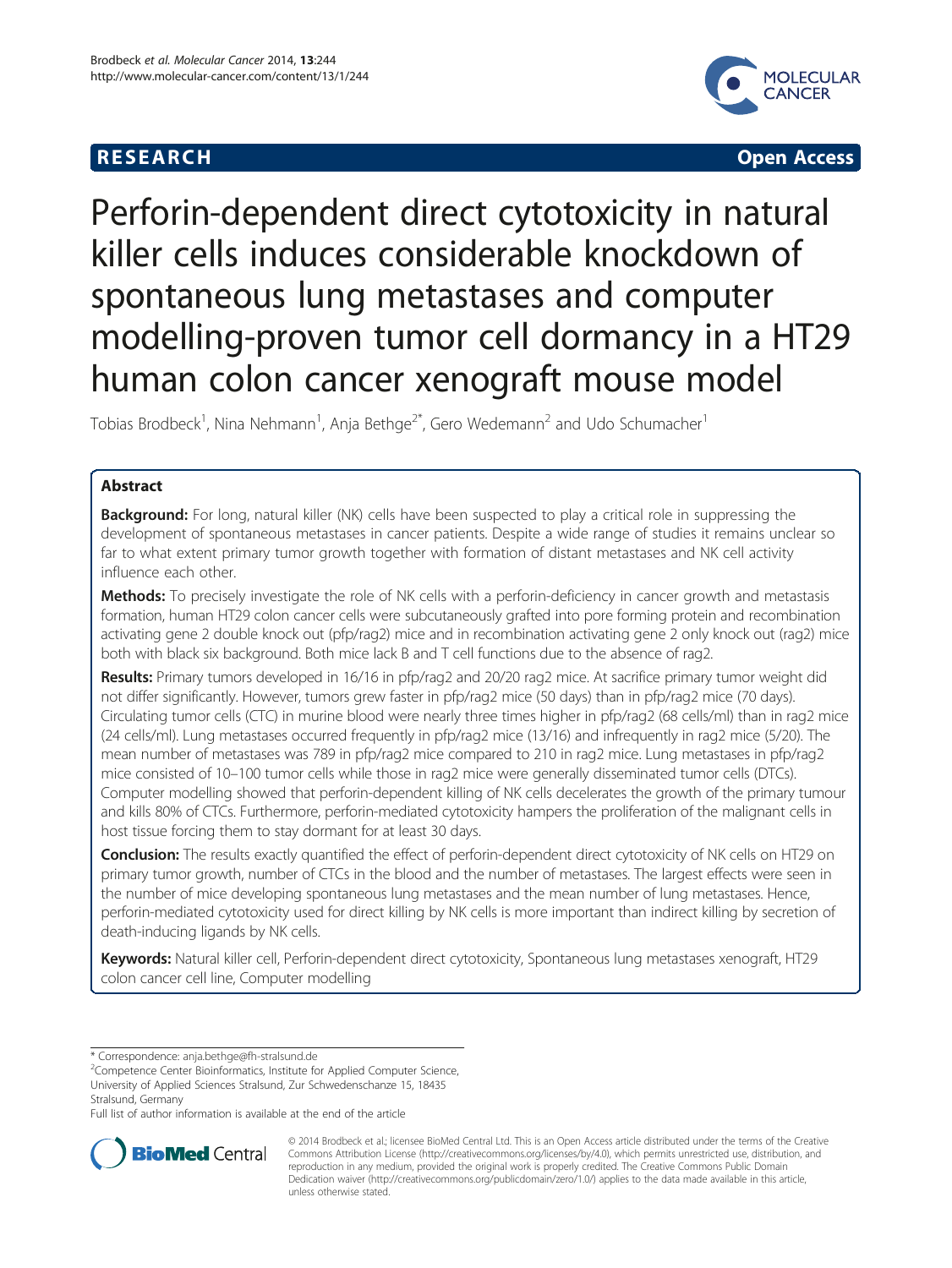**RESEARCH** **Open Access**

# Perforin-dependent direct cytotoxicity in natural killer cells induces considerable knockdown of spontaneous lung metastases and computer modelling-proven tumor cell dormancy in a HT29 human colon cancer xenograft mouse model

Tobias Brodbeck[1], Nina Nehmann[1], Anja Bethge[2*], Gero Wedemann[2] and Udo Schumacher[1]

## Abstract

**Background:** For long, natural killer (NK) cells have been suspected to play a critical role in suppressing the development of spontaneous metastases in cancer patients. Despite a wide range of studies it remains unclear so far to what extent primary tumor growth together with formation of distant metastases and NK cell activity influence each other.

**Methods:** To precisely investigate the role of NK cells with a perforin-deficiency in cancer growth and metastasis formation, human HT29 colon cancer cells were subcutaneously grafted into pore forming protein and recombination activating gene 2 double knock out (pfp/rag2) mice and in recombination activating gene 2 only knock out (rag2) mice both with black six background. Both mice lack B and T cell functions due to the absence of rag2.

**Results:** Primary tumors developed in 16/16 in pfp/rag2 and 20/20 rag2 mice. At sacrifice primary tumor weight did not differ significantly. However, tumors grew faster in pfp/rag2 mice (50 days) than in pfp/rag2 mice (70 days). Circulating tumor cells (CTC) in murine blood were nearly three times higher in pfp/rag2 (68 cells/ml) than in rag2 mice (24 cells/ml). Lung metastases occurred frequently in pfp/rag2 mice (13/16) and infrequently in rag2 mice (5/20). The mean number of metastases was 789 in pfp/rag2 mice compared to 210 in rag2 mice. Lung metastases in pfp/rag2 mice consisted of 10–100 tumor cells while those in rag2 mice were generally disseminated tumor cells (DTCs). Computer modelling showed that perforin-dependent killing of NK cells decelerates the growth of the primary tumour and kills 80% of CTCs. Furthermore, perforin-mediated cytotoxicity hampers the proliferation of the malignant cells in host tissue forcing them to stay dormant for at least 30 days.

**Conclusion:** The results exactly quantified the effect of perforin-dependent direct cytotoxicity of NK cells on HT29 on primary tumor growth, number of CTCs in the blood and the number of metastases. The largest effects were seen in the number of mice developing spontaneous lung metastases and the mean number of lung metastases. Hence, perforin-mediated cytotoxicity used for direct killing by NK cells is more important than indirect killing by secretion of death-inducing ligands by NK cells.

**Keywords:** Natural killer cell, Perforin-dependent direct cytotoxicity, Spontaneous lung metastases xenograft, HT29 colon cancer cell line, Computer modelling

---

\* Correspondence: anja.bethge@fh-stralsund.de

[2]Competence Center Bioinformatics, Institute for Applied Computer Science, University of Applied Sciences Stralsund, Zur Schwedenschanze 15, 18435 Stralsund, Germany

Full list of author information is available at the end of the article

© 2014 Brodbeck et al.; licensee BioMed Central Ltd. This is an Open Access article distributed under the terms of the Creative Commons Attribution License (http://creativecommons.org/licenses/by/4.0), which permits unrestricted use, distribution, and reproduction in any medium, provided the original work is properly credited. The Creative Commons Public Domain Dedication waiver (http://creativecommons.org/publicdomain/zero/1.0/) applies to the data made available in this article, unless otherwise stated.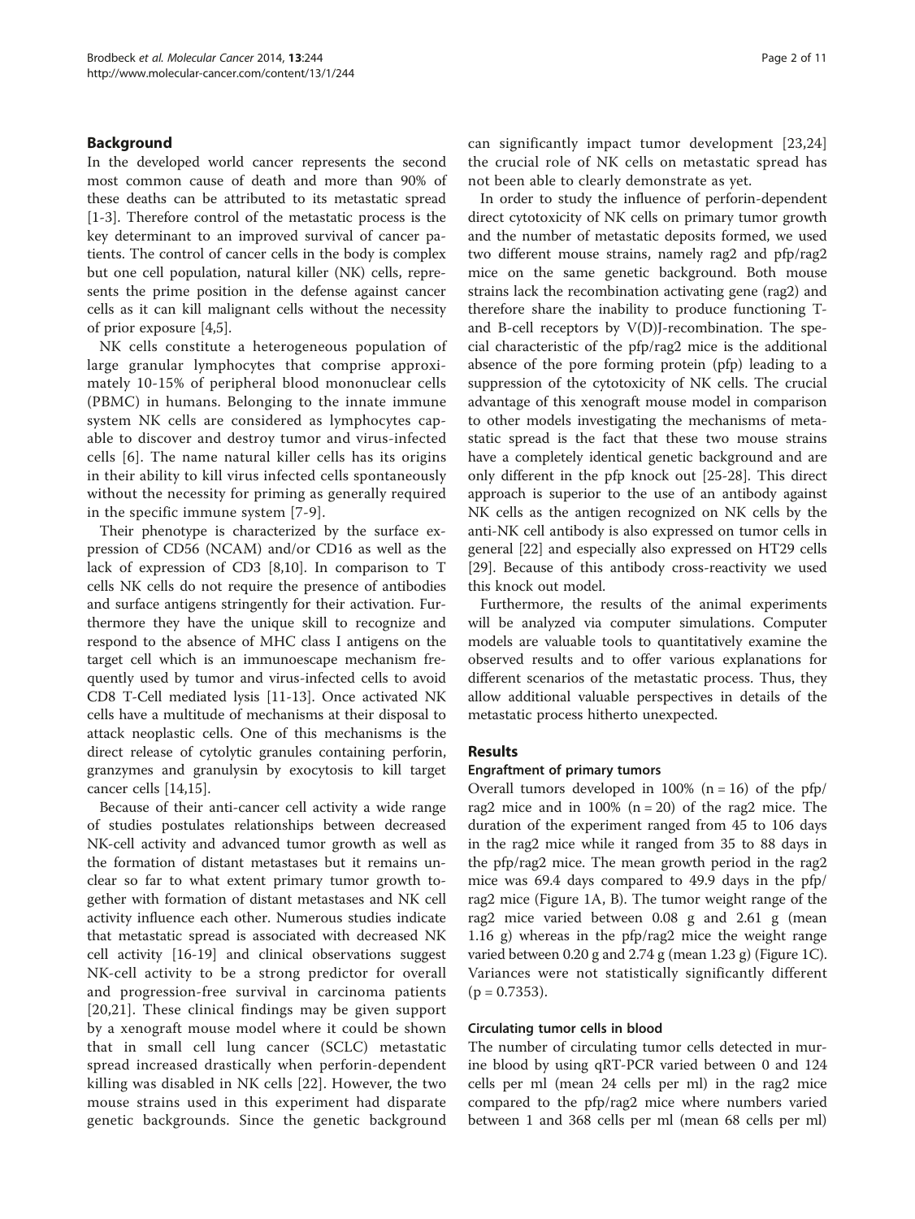## Background

In the developed world cancer represents the second most common cause of death and more than 90% of these deaths can be attributed to its metastatic spread [1-3]. Therefore control of the metastatic process is the key determinant to an improved survival of cancer patients. The control of cancer cells in the body is complex but one cell population, natural killer (NK) cells, represents the prime position in the defense against cancer cells as it can kill malignant cells without the necessity of prior exposure [4,5].

NK cells constitute a heterogeneous population of large granular lymphocytes that comprise approximately 10-15% of peripheral blood mononuclear cells (PBMC) in humans. Belonging to the innate immune system NK cells are considered as lymphocytes capable to discover and destroy tumor and virus-infected cells [6]. The name natural killer cells has its origins in their ability to kill virus infected cells spontaneously without the necessity for priming as generally required in the specific immune system [7-9].

Their phenotype is characterized by the surface expression of CD56 (NCAM) and/or CD16 as well as the lack of expression of CD3 [8,10]. In comparison to T cells NK cells do not require the presence of antibodies and surface antigens stringently for their activation. Furthermore they have the unique skill to recognize and respond to the absence of MHC class I antigens on the target cell which is an immunoescape mechanism frequently used by tumor and virus-infected cells to avoid CD8 T-Cell mediated lysis [11-13]. Once activated NK cells have a multitude of mechanisms at their disposal to attack neoplastic cells. One of this mechanisms is the direct release of cytolytic granules containing perforin, granzymes and granulysin by exocytosis to kill target cancer cells [14,15].

Because of their anti-cancer cell activity a wide range of studies postulates relationships between decreased NK-cell activity and advanced tumor growth as well as the formation of distant metastases but it remains unclear so far to what extent primary tumor growth together with formation of distant metastases and NK cell activity influence each other. Numerous studies indicate that metastatic spread is associated with decreased NK cell activity [16-19] and clinical observations suggest NK-cell activity to be a strong predictor for overall and progression-free survival in carcinoma patients [20,21]. These clinical findings may be given support by a xenograft mouse model where it could be shown that in small cell lung cancer (SCLC) metastatic spread increased drastically when perforin-dependent killing was disabled in NK cells [22]. However, the two mouse strains used in this experiment had disparate genetic backgrounds. Since the genetic background can significantly impact tumor development [23,24] the crucial role of NK cells on metastatic spread has not been able to clearly demonstrate as yet.

In order to study the influence of perforin-dependent direct cytotoxicity of NK cells on primary tumor growth and the number of metastatic deposits formed, we used two different mouse strains, namely rag2 and pfp/rag2 mice on the same genetic background. Both mouse strains lack the recombination activating gene (rag2) and therefore share the inability to produce functioning T- and B-cell receptors by V(D)J-recombination. The special characteristic of the pfp/rag2 mice is the additional absence of the pore forming protein (pfp) leading to a suppression of the cytotoxicity of NK cells. The crucial advantage of this xenograft mouse model in comparison to other models investigating the mechanisms of metastatic spread is the fact that these two mouse strains have a completely identical genetic background and are only different in the pfp knock out [25-28]. This direct approach is superior to the use of an antibody against NK cells as the antigen recognized on NK cells by the anti-NK cell antibody is also expressed on tumor cells in general [22] and especially also expressed on HT29 cells [29]. Because of this antibody cross-reactivity we used this knock out model.

Furthermore, the results of the animal experiments will be analyzed via computer simulations. Computer models are valuable tools to quantitatively examine the observed results and to offer various explanations for different scenarios of the metastatic process. Thus, they allow additional valuable perspectives in details of the metastatic process hitherto unexpected.

## Results

### Engraftment of primary tumors

Overall tumors developed in 100% (n = 16) of the pfp/rag2 mice and in 100% (n = 20) of the rag2 mice. The duration of the experiment ranged from 45 to 106 days in the rag2 mice while it ranged from 35 to 88 days in the pfp/rag2 mice. The mean growth period in the rag2 mice was 69.4 days compared to 49.9 days in the pfp/rag2 mice (Figure 1A, B). The tumor weight range of the rag2 mice varied between 0.08 g and 2.61 g (mean 1.16 g) whereas in the pfp/rag2 mice the weight range varied between 0.20 g and 2.74 g (mean 1.23 g) (Figure 1C). Variances were not statistically significantly different ($p = 0.7353$).

### Circulating tumor cells in blood

The number of circulating tumor cells detected in murine blood by using qRT-PCR varied between 0 and 124 cells per ml (mean 24 cells per ml) in the rag2 mice compared to the pfp/rag2 mice where numbers varied between 1 and 368 cells per ml (mean 68 cells per ml)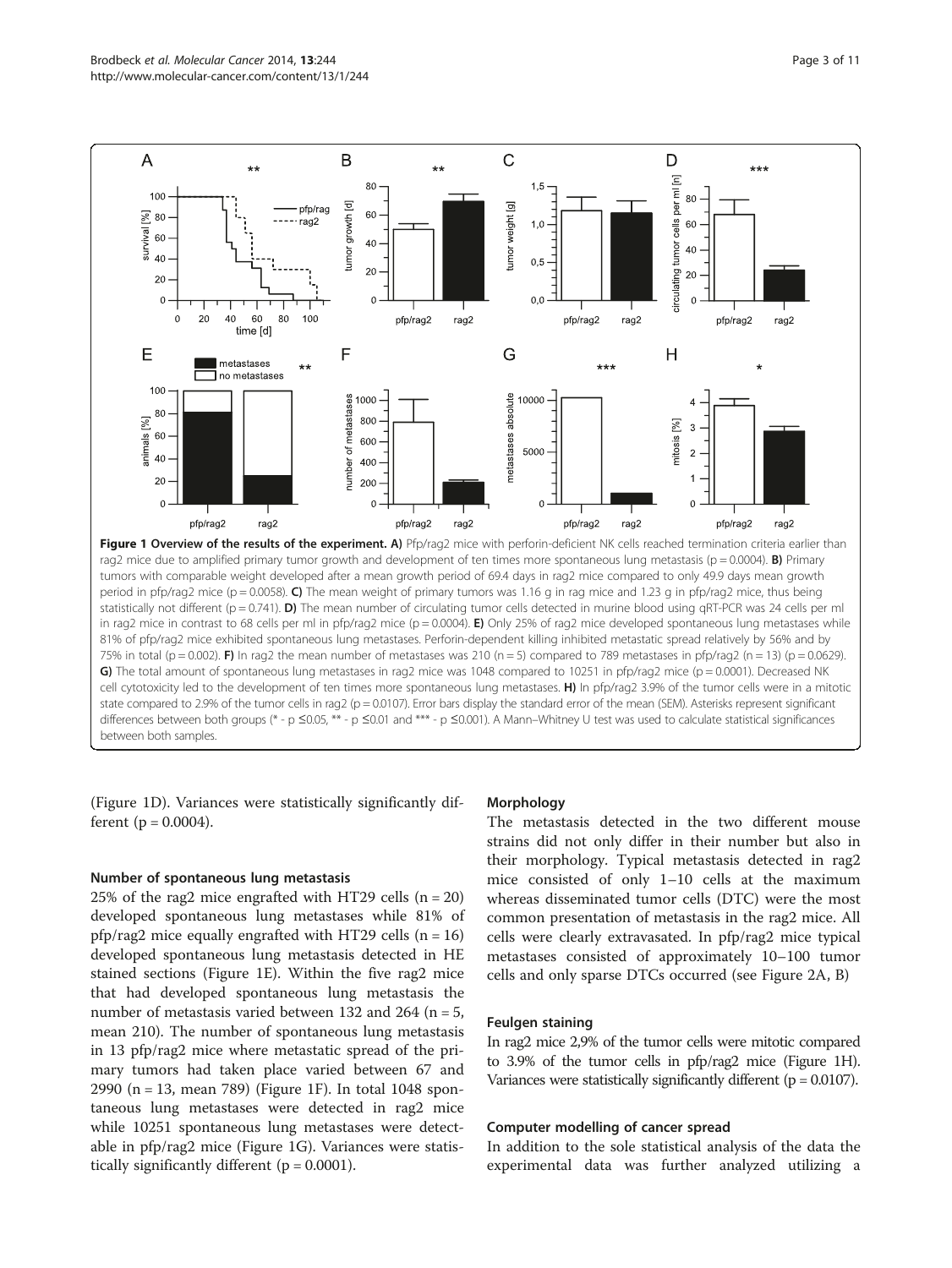**Figure 1 Overview of the results of the experiment. A)** Pfp/rag2 mice with perforin-deficient NK cells reached termination criteria earlier than rag2 mice due to amplified primary tumor growth and development of ten times more spontaneous lung metastasis (p = 0.0004). **B)** Primary tumors with comparable weight developed after a mean growth period of 69.4 days in rag2 mice compared to only 49.9 days mean growth period in pfp/rag2 mice (p = 0.0058). **C)** The mean weight of primary tumors was 1.16 g in rag mice and 1.23 g in pfp/rag2 mice, thus being statistically not different (p = 0.741). **D)** The mean number of circulating tumor cells detected in murine blood using qRT-PCR was 24 cells per ml in rag2 mice in contrast to 68 cells per ml in pfp/rag2 mice (p = 0.0004). **E)** Only 25% of rag2 mice developed spontaneous lung metastases while 81% of pfp/rag2 mice exhibited spontaneous lung metastases. Perforin-dependent killing inhibited metastatic spread relatively by 56% and by 75% in total (p = 0.002). **F)** In rag2 the mean number of metastases was 210 (n = 5) compared to 789 metastases in pfp/rag2 (n = 13) (p = 0.0629). **G)** The total amount of spontaneous lung metastases in rag2 mice was 1048 compared to 10251 in pfp/rag2 mice (p = 0.0001). Decreased NK cell cytotoxicity led to the development of ten times more spontaneous lung metastases. **H)** In pfp/rag2 3.9% of the tumor cells were in a mitotic state compared to 2.9% of the tumor cells in rag2 (p = 0.0107). Error bars display the standard error of the mean (SEM). Asterisks represent significant differences between both groups (* - p ≤0.05, ** - p ≤0.01 and *** - p ≤0.001). A Mann–Whitney U test was used to calculate statistical significances between both samples.

(Figure 1D). Variances were statistically significantly different (p = 0.0004).

### Number of spontaneous lung metastasis

25% of the rag2 mice engrafted with HT29 cells (n = 20) developed spontaneous lung metastases while 81% of pfp/rag2 mice equally engrafted with HT29 cells (n = 16) developed spontaneous lung metastasis detected in HE stained sections (Figure 1E). Within the five rag2 mice that had developed spontaneous lung metastasis the number of metastasis varied between 132 and 264 (n = 5, mean 210). The number of spontaneous lung metastasis in 13 pfp/rag2 mice where metastatic spread of the primary tumors had taken place varied between 67 and 2990 (n = 13, mean 789) (Figure 1F). In total 1048 spontaneous lung metastases were detected in rag2 mice while 10251 spontaneous lung metastases were detectable in pfp/rag2 mice (Figure 1G). Variances were statistically significantly different (p = 0.0001).

### Morphology

The metastasis detected in the two different mouse strains did not only differ in their number but also in their morphology. Typical metastasis detected in rag2 mice consisted of only 1–10 cells at the maximum whereas disseminated tumor cells (DTC) were the most common presentation of metastasis in the rag2 mice. All cells were clearly extravasated. In pfp/rag2 mice typical metastases consisted of approximately 10–100 tumor cells and only sparse DTCs occurred (see Figure 2A, B)

### Feulgen staining

In rag2 mice 2,9% of the tumor cells were mitotic compared to 3.9% of the tumor cells in pfp/rag2 mice (Figure 1H). Variances were statistically significantly different (p = 0.0107).

### Computer modelling of cancer spread

In addition to the sole statistical analysis of the data the experimental data was further analyzed utilizing a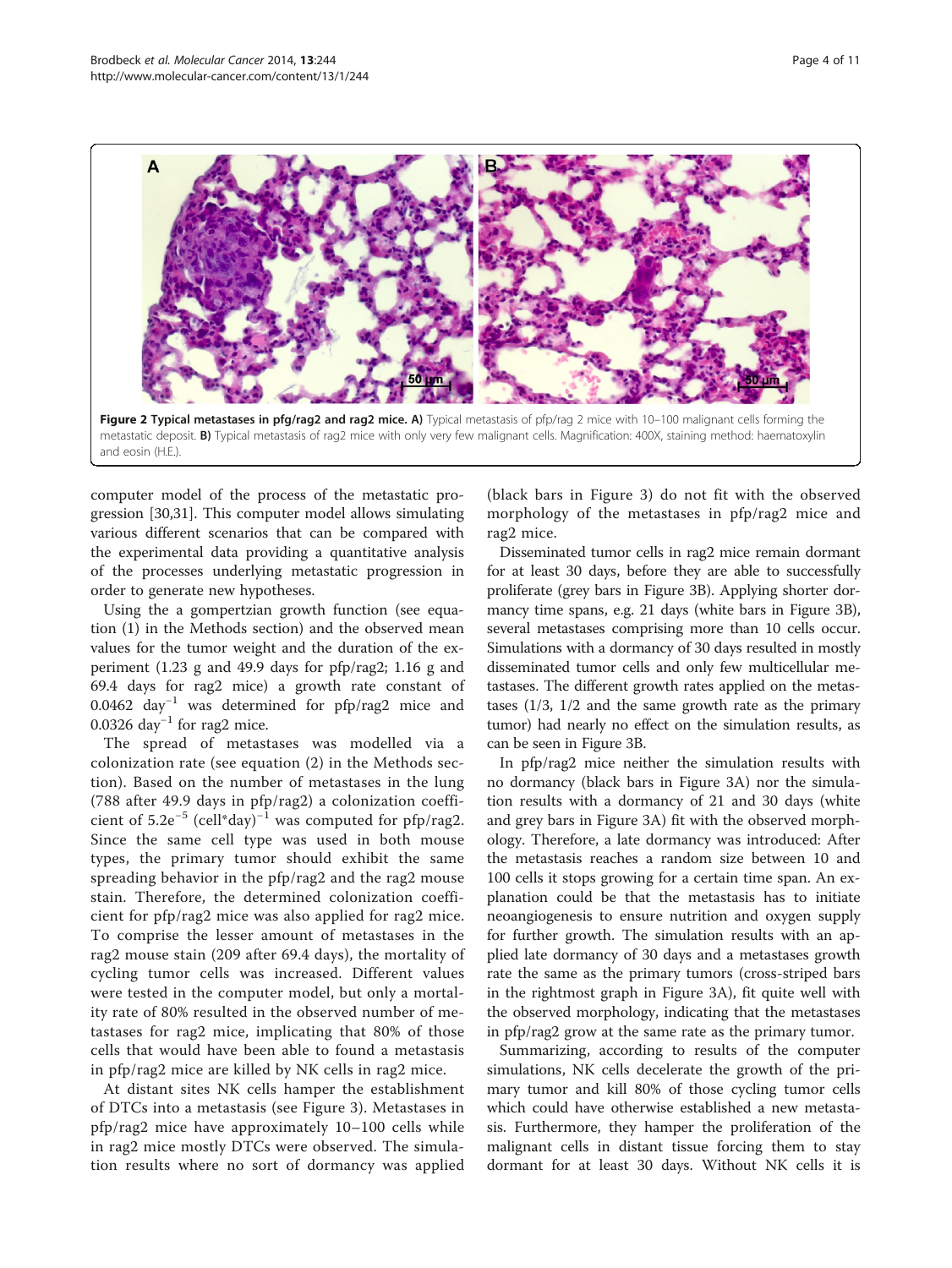**Figure 2 Typical metastases in pfg/rag2 and rag2 mice. A)** Typical metastasis of pfp/rag 2 mice with 10–100 malignant cells forming the metastatic deposit. **B)** Typical metastasis of rag2 mice with only very few malignant cells. Magnification: 400X, staining method: haematoxylin and eosin (H.E.).

computer model of the process of the metastatic progression [30,31]. This computer model allows simulating various different scenarios that can be compared with the experimental data providing a quantitative analysis of the processes underlying metastatic progression in order to generate new hypotheses.

Using the a gompertzian growth function (see equation (1) in the Methods section) and the observed mean values for the tumor weight and the duration of the experiment (1.23 g and 49.9 days for pfp/rag2; 1.16 g and 69.4 days for rag2 mice) a growth rate constant of 0.0462 $day^{-1}$ was determined for pfp/rag2 mice and 0.0326 $day^{-1}$ for rag2 mice.

The spread of metastases was modelled via a colonization rate (see equation (2) in the Methods section). Based on the number of metastases in the lung (788 after 49.9 days in pfp/rag2) a colonization coefficient of $5.2e^{-5}$ $(cell*day)^{-1}$ was computed for pfp/rag2. Since the same cell type was used in both mouse types, the primary tumor should exhibit the same spreading behavior in the pfp/rag2 and the rag2 mouse stain. Therefore, the determined colonization coefficient for pfp/rag2 mice was also applied for rag2 mice. To comprise the lesser amount of metastases in the rag2 mouse stain (209 after 69.4 days), the mortality of cycling tumor cells was increased. Different values were tested in the computer model, but only a mortality rate of 80% resulted in the observed number of metastases for rag2 mice, implicating that 80% of those cells that would have been able to found a metastasis in pfp/rag2 mice are killed by NK cells in rag2 mice.

At distant sites NK cells hamper the establishment of DTCs into a metastasis (see Figure 3). Metastases in pfp/rag2 mice have approximately 10–100 cells while in rag2 mice mostly DTCs were observed. The simulation results where no sort of dormancy was applied (black bars in Figure 3) do not fit with the observed morphology of the metastases in pfp/rag2 mice and rag2 mice.

Disseminated tumor cells in rag2 mice remain dormant for at least 30 days, before they are able to successfully proliferate (grey bars in Figure 3B). Applying shorter dormancy time spans, e.g. 21 days (white bars in Figure 3B), several metastases comprising more than 10 cells occur. Simulations with a dormancy of 30 days resulted in mostly disseminated tumor cells and only few multicellular metastases. The different growth rates applied on the metastases (1/3, 1/2 and the same growth rate as the primary tumor) had nearly no effect on the simulation results, as can be seen in Figure 3B.

In pfp/rag2 mice neither the simulation results with no dormancy (black bars in Figure 3A) nor the simulation results with a dormancy of 21 and 30 days (white and grey bars in Figure 3A) fit with the observed morphology. Therefore, a late dormancy was introduced: After the metastasis reaches a random size between 10 and 100 cells it stops growing for a certain time span. An explanation could be that the metastasis has to initiate neoangiogenesis to ensure nutrition and oxygen supply for further growth. The simulation results with an applied late dormancy of 30 days and a metastases growth rate the same as the primary tumors (cross-striped bars in the rightmost graph in Figure 3A), fit quite well with the observed morphology, indicating that the metastases in pfp/rag2 grow at the same rate as the primary tumor.

Summarizing, according to results of the computer simulations, NK cells decelerate the growth of the primary tumor and kill 80% of those cycling tumor cells which could have otherwise established a new metastasis. Furthermore, they hamper the proliferation of the malignant cells in distant tissue forcing them to stay dormant for at least 30 days. Without NK cells it is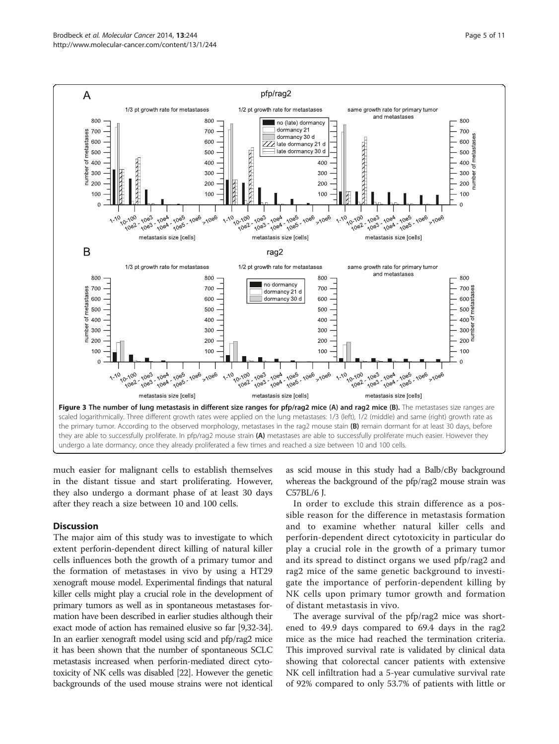**Figure 3 The number of lung metastasis in different size ranges for pfp/rag2 mice (A) and rag2 mice (B).** The metastases size ranges are scaled logarithmically. Three different growth rates were applied on the lung metastases: 1/3 (left), 1/2 (middle) and same (right) growth rate as the primary tumor. According to the observed morphology, metastases in the rag2 mouse stain **(B)** remain dormant for at least 30 days, before they are able to successfully proliferate. In pfp/rag2 mouse strain **(A)** metastases are able to successfully proliferate much easier. However they undergo a late dormancy, once they already proliferated a few times and reached a size between 10 and 100 cells.

much easier for malignant cells to establish themselves in the distant tissue and start proliferating. However, they also undergo a dormant phase of at least 30 days after they reach a size between 10 and 100 cells.

## Discussion

The major aim of this study was to investigate to which extent perforin-dependent direct killing of natural killer cells influences both the growth of a primary tumor and the formation of metastases in vivo by using a HT29 xenograft mouse model. Experimental findings that natural killer cells might play a crucial role in the development of primary tumors as well as in spontaneous metastases formation have been described in earlier studies although their exact mode of action has remained elusive so far [9,32-34]. In an earlier xenograft model using scid and pfp/rag2 mice it has been shown that the number of spontaneous SCLC metastasis increased when perforin-mediated direct cytotoxicity of NK cells was disabled [22]. However the genetic backgrounds of the used mouse strains were not identical as scid mouse in this study had a Balb/cBy background whereas the background of the pfp/rag2 mouse strain was C57BL/6 J.

In order to exclude this strain difference as a possible reason for the difference in metastasis formation and to examine whether natural killer cells and perforin-dependent direct cytotoxicity in particular do play a crucial role in the growth of a primary tumor and its spread to distinct organs we used pfp/rag2 and rag2 mice of the same genetic background to investigate the importance of perforin-dependent killing by NK cells upon primary tumor growth and formation of distant metastasis in vivo.

The average survival of the pfp/rag2 mice was shortened to 49.9 days compared to 69.4 days in the rag2 mice as the mice had reached the termination criteria. This improved survival rate is validated by clinical data showing that colorectal cancer patients with extensive NK cell infiltration had a 5-year cumulative survival rate of 92% compared to only 53.7% of patients with little or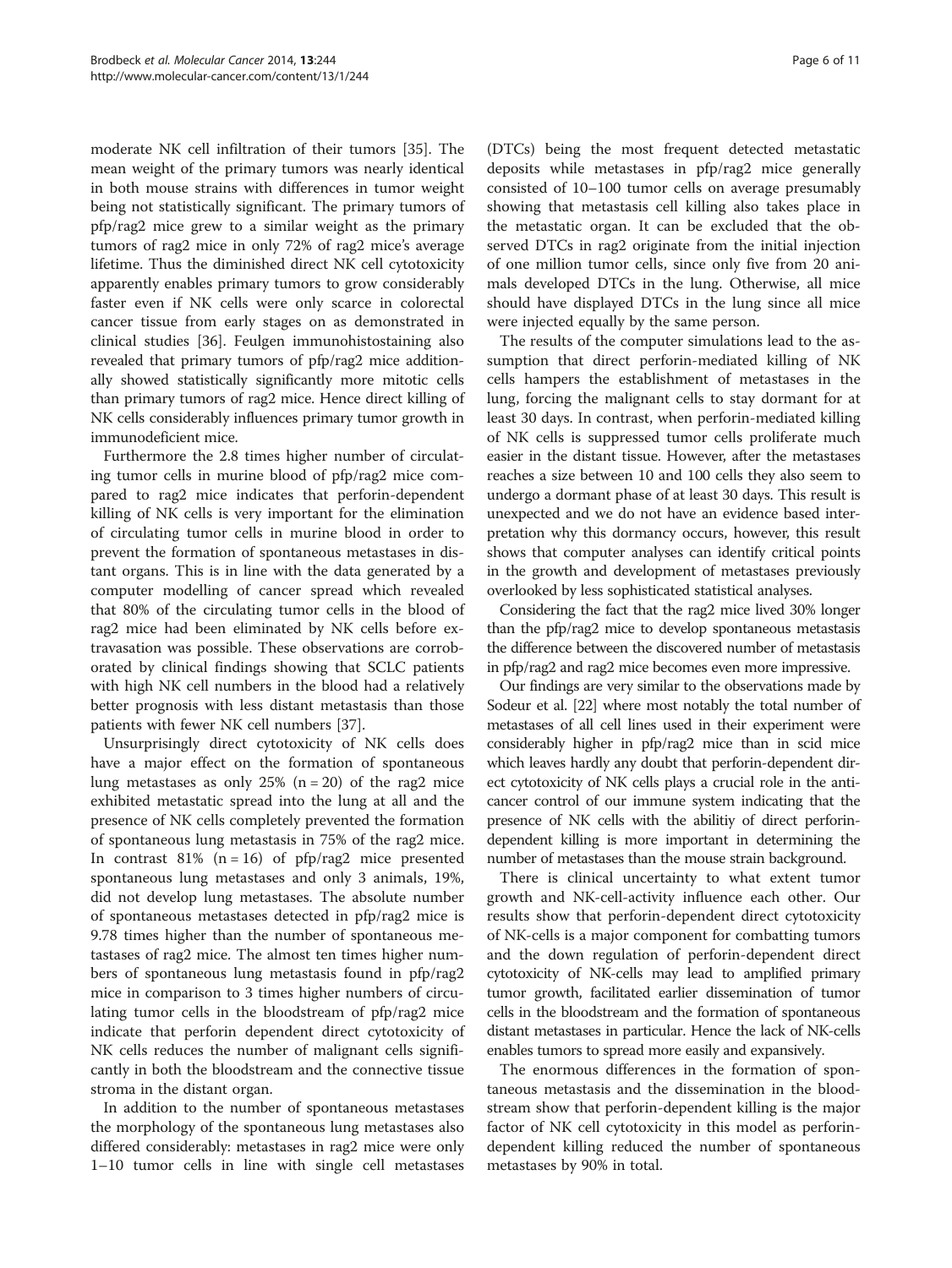moderate NK cell infiltration of their tumors [35]. The mean weight of the primary tumors was nearly identical in both mouse strains with differences in tumor weight being not statistically significant. The primary tumors of pfp/rag2 mice grew to a similar weight as the primary tumors of rag2 mice in only 72% of rag2 mice's average lifetime. Thus the diminished direct NK cell cytotoxicity apparently enables primary tumors to grow considerably faster even if NK cells were only scarce in colorectal cancer tissue from early stages on as demonstrated in clinical studies [36]. Feulgen immunohistostaining also revealed that primary tumors of pfp/rag2 mice additionally showed statistically significantly more mitotic cells than primary tumors of rag2 mice. Hence direct killing of NK cells considerably influences primary tumor growth in immunodeficient mice.

Furthermore the 2.8 times higher number of circulating tumor cells in murine blood of pfp/rag2 mice compared to rag2 mice indicates that perforin-dependent killing of NK cells is very important for the elimination of circulating tumor cells in murine blood in order to prevent the formation of spontaneous metastases in distant organs. This is in line with the data generated by a computer modelling of cancer spread which revealed that 80% of the circulating tumor cells in the blood of rag2 mice had been eliminated by NK cells before extravasation was possible. These observations are corroborated by clinical findings showing that SCLC patients with high NK cell numbers in the blood had a relatively better prognosis with less distant metastasis than those patients with fewer NK cell numbers [37].

Unsurprisingly direct cytotoxicity of NK cells does have a major effect on the formation of spontaneous lung metastases as only 25% (n = 20) of the rag2 mice exhibited metastatic spread into the lung at all and the presence of NK cells completely prevented the formation of spontaneous lung metastasis in 75% of the rag2 mice. In contrast 81% (n = 16) of pfp/rag2 mice presented spontaneous lung metastases and only 3 animals, 19%, did not develop lung metastases. The absolute number of spontaneous metastases detected in pfp/rag2 mice is 9.78 times higher than the number of spontaneous metastases of rag2 mice. The almost ten times higher numbers of spontaneous lung metastasis found in pfp/rag2 mice in comparison to 3 times higher numbers of circulating tumor cells in the bloodstream of pfp/rag2 mice indicate that perforin dependent direct cytotoxicity of NK cells reduces the number of malignant cells significantly in both the bloodstream and the connective tissue stroma in the distant organ.

In addition to the number of spontaneous metastases the morphology of the spontaneous lung metastases also differed considerably: metastases in rag2 mice were only 1–10 tumor cells in line with single cell metastases (DTCs) being the most frequent detected metastatic deposits while metastases in pfp/rag2 mice generally consisted of 10–100 tumor cells on average presumably showing that metastasis cell killing also takes place in the metastatic organ. It can be excluded that the observed DTCs in rag2 originate from the initial injection of one million tumor cells, since only five from 20 animals developed DTCs in the lung. Otherwise, all mice should have displayed DTCs in the lung since all mice were injected equally by the same person.

The results of the computer simulations lead to the assumption that direct perforin-mediated killing of NK cells hampers the establishment of metastases in the lung, forcing the malignant cells to stay dormant for at least 30 days. In contrast, when perforin-mediated killing of NK cells is suppressed tumor cells proliferate much easier in the distant tissue. However, after the metastases reaches a size between 10 and 100 cells they also seem to undergo a dormant phase of at least 30 days. This result is unexpected and we do not have an evidence based interpretation why this dormancy occurs, however, this result shows that computer analyses can identify critical points in the growth and development of metastases previously overlooked by less sophisticated statistical analyses.

Considering the fact that the rag2 mice lived 30% longer than the pfp/rag2 mice to develop spontaneous metastasis the difference between the discovered number of metastasis in pfp/rag2 and rag2 mice becomes even more impressive.

Our findings are very similar to the observations made by Sodeur et al. [22] where most notably the total number of metastases of all cell lines used in their experiment were considerably higher in pfp/rag2 mice than in scid mice which leaves hardly any doubt that perforin-dependent direct cytotoxicity of NK cells plays a crucial role in the anticancer control of our immune system indicating that the presence of NK cells with the abilitiy of direct perforin-dependent killing is more important in determining the number of metastases than the mouse strain background.

There is clinical uncertainty to what extent tumor growth and NK-cell-activity influence each other. Our results show that perforin-dependent direct cytotoxicity of NK-cells is a major component for combatting tumors and the down regulation of perforin-dependent direct cytotoxicity of NK-cells may lead to amplified primary tumor growth, facilitated earlier dissemination of tumor cells in the bloodstream and the formation of spontaneous distant metastases in particular. Hence the lack of NK-cells enables tumors to spread more easily and expansively.

The enormous differences in the formation of spontaneous metastasis and the dissemination in the bloodstream show that perforin-dependent killing is the major factor of NK cell cytotoxicity in this model as perforin-dependent killing reduced the number of spontaneous metastases by 90% in total.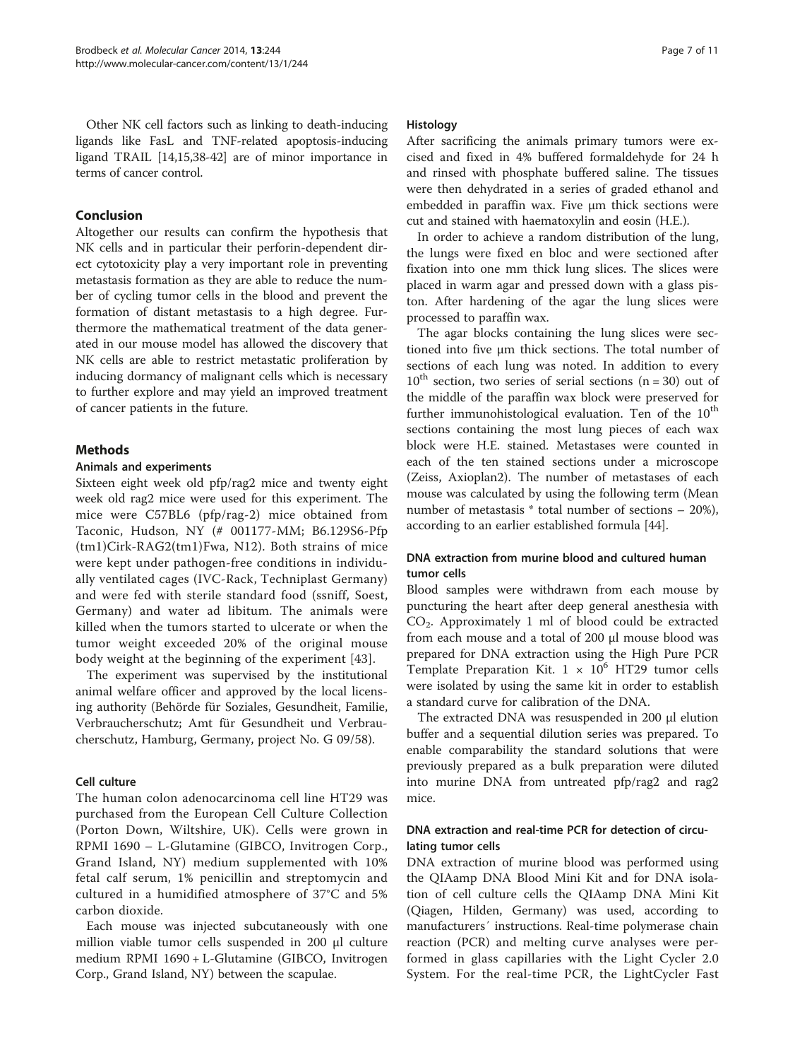Other NK cell factors such as linking to death-inducing ligands like FasL and TNF-related apoptosis-inducing ligand TRAIL [14,15,38-42] are of minor importance in terms of cancer control.

## Conclusion

Altogether our results can confirm the hypothesis that NK cells and in particular their perforin-dependent direct cytotoxicity play a very important role in preventing metastasis formation as they are able to reduce the number of cycling tumor cells in the blood and prevent the formation of distant metastasis to a high degree. Furthermore the mathematical treatment of the data generated in our mouse model has allowed the discovery that NK cells are able to restrict metastatic proliferation by inducing dormancy of malignant cells which is necessary to further explore and may yield an improved treatment of cancer patients in the future.

## Methods

### Animals and experiments

Sixteen eight week old pfp/rag2 mice and twenty eight week old rag2 mice were used for this experiment. The mice were C57BL6 (pfp/rag-2) mice obtained from Taconic, Hudson, NY (# 001177-MM; B6.129S6-Pfp (tm1)Cirk-RAG2(tm1)Fwa, N12). Both strains of mice were kept under pathogen-free conditions in individually ventilated cages (IVC-Rack, Techniplast Germany) and were fed with sterile standard food (ssniff, Soest, Germany) and water ad libitum. The animals were killed when the tumors started to ulcerate or when the tumor weight exceeded 20% of the original mouse body weight at the beginning of the experiment [43].

The experiment was supervised by the institutional animal welfare officer and approved by the local licensing authority (Behörde für Soziales, Gesundheit, Familie, Verbraucherschutz; Amt für Gesundheit und Verbraucherschutz, Hamburg, Germany, project No. G 09/58).

### Cell culture

The human colon adenocarcinoma cell line HT29 was purchased from the European Cell Culture Collection (Porton Down, Wiltshire, UK). Cells were grown in RPMI 1690 – L-Glutamine (GIBCO, Invitrogen Corp., Grand Island, NY) medium supplemented with 10% fetal calf serum, 1% penicillin and streptomycin and cultured in a humidified atmosphere of 37°C and 5% carbon dioxide.

Each mouse was injected subcutaneously with one million viable tumor cells suspended in 200 μl culture medium RPMI 1690 + L-Glutamine (GIBCO, Invitrogen Corp., Grand Island, NY) between the scapulae.

### Histology

After sacrificing the animals primary tumors were excised and fixed in 4% buffered formaldehyde for 24 h and rinsed with phosphate buffered saline. The tissues were then dehydrated in a series of graded ethanol and embedded in paraffin wax. Five μm thick sections were cut and stained with haematoxylin and eosin (H.E.).

In order to achieve a random distribution of the lung, the lungs were fixed en bloc and were sectioned after fixation into one mm thick lung slices. The slices were placed in warm agar and pressed down with a glass piston. After hardening of the agar the lung slices were processed to paraffin wax.

The agar blocks containing the lung slices were sectioned into five μm thick sections. The total number of sections of each lung was noted. In addition to every $10^{th}$ section, two series of serial sections (n = 30) out of the middle of the paraffin wax block were preserved for further immunohistological evaluation. Ten of the $10^{th}$ sections containing the most lung pieces of each wax block were H.E. stained. Metastases were counted in each of the ten stained sections under a microscope (Zeiss, Axioplan2). The number of metastases of each mouse was calculated by using the following term (Mean number of metastasis * total number of sections – 20%), according to an earlier established formula [44].

### DNA extraction from murine blood and cultured human tumor cells

Blood samples were withdrawn from each mouse by puncturing the heart after deep general anesthesia with $CO_2$. Approximately 1 ml of blood could be extracted from each mouse and a total of 200 μl mouse blood was prepared for DNA extraction using the High Pure PCR Template Preparation Kit. $1 \times 10^6$ HT29 tumor cells were isolated by using the same kit in order to establish a standard curve for calibration of the DNA.

The extracted DNA was resuspended in 200 μl elution buffer and a sequential dilution series was prepared. To enable comparability the standard solutions that were previously prepared as a bulk preparation were diluted into murine DNA from untreated pfp/rag2 and rag2 mice.

### DNA extraction and real-time PCR for detection of circulating tumor cells

DNA extraction of murine blood was performed using the QIAamp DNA Blood Mini Kit and for DNA isolation of cell culture cells the QIAamp DNA Mini Kit (Qiagen, Hilden, Germany) was used, according to manufacturers´ instructions. Real-time polymerase chain reaction (PCR) and melting curve analyses were performed in glass capillaries with the Light Cycler 2.0 System. For the real-time PCR, the LightCycler Fast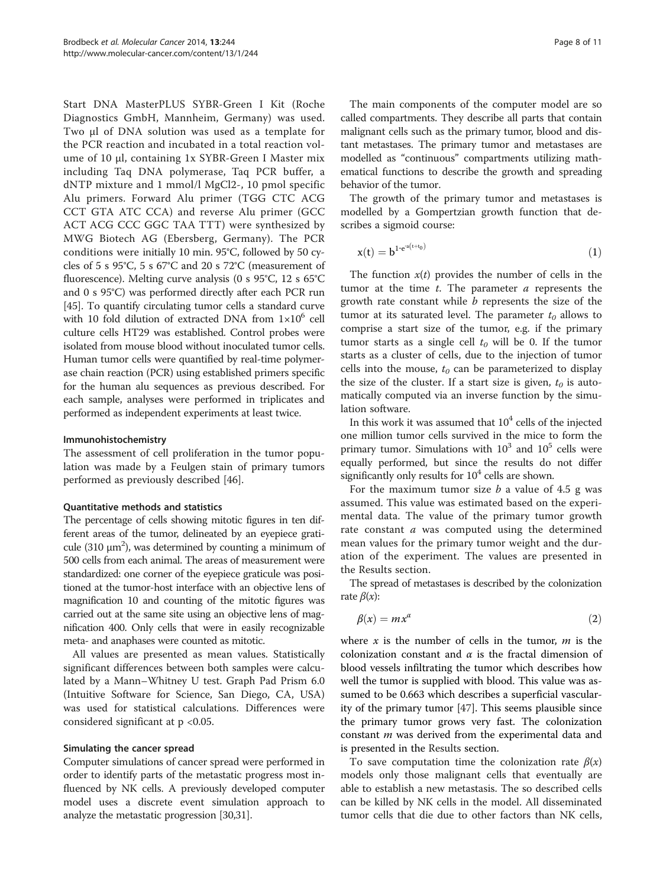Start DNA MasterPLUS SYBR-Green I Kit (Roche Diagnostics GmbH, Mannheim, Germany) was used. Two µl of DNA solution was used as a template for the PCR reaction and incubated in a total reaction volume of 10 µl, containing 1x SYBR-Green I Master mix including Taq DNA polymerase, Taq PCR buffer, a dNTP mixture and 1 mmol/l MgCl2-, 10 pmol specific Alu primers. Forward Alu primer (TGG CTC ACG CCT GTA ATC CCA) and reverse Alu primer (GCC ACT ACG CCC GGC TAA TTT) were synthesized by MWG Biotech AG (Ebersberg, Germany). The PCR conditions were initially 10 min. 95°C, followed by 50 cycles of 5 s 95°C, 5 s 67°C and 20 s 72°C (measurement of fluorescence). Melting curve analysis (0 s 95°C, 12 s 65°C and 0 s 95°C) was performed directly after each PCR run [45]. To quantify circulating tumor cells a standard curve with 10 fold dilution of extracted DNA from $1\times10^6$ cell culture cells HT29 was established. Control probes were isolated from mouse blood without inoculated tumor cells. Human tumor cells were quantified by real-time polymerase chain reaction (PCR) using established primers specific for the human alu sequences as previous described. For each sample, analyses were performed in triplicates and performed as independent experiments at least twice.

#### Immunohistochemistry

The assessment of cell proliferation in the tumor population was made by a Feulgen stain of primary tumors performed as previously described [46].

#### Quantitative methods and statistics

The percentage of cells showing mitotic figures in ten different areas of the tumor, delineated by an eyepiece graticule (310 $\mu m^2$), was determined by counting a minimum of 500 cells from each animal. The areas of measurement were standardized: one corner of the eyepiece graticule was positioned at the tumor-host interface with an objective lens of magnification 10 and counting of the mitotic figures was carried out at the same site using an objective lens of magnification 400. Only cells that were in easily recognizable meta- and anaphases were counted as mitotic.

All values are presented as mean values. Statistically significant differences between both samples were calculated by a Mann–Whitney U test. Graph Pad Prism 6.0 (Intuitive Software for Science, San Diego, CA, USA) was used for statistical calculations. Differences were considered significant at $p < 0.05$.

#### Simulating the cancer spread

Computer simulations of cancer spread were performed in order to identify parts of the metastatic progress most influenced by NK cells. A previously developed computer model uses a discrete event simulation approach to analyze the metastatic progression [30,31].

The main components of the computer model are so called compartments. They describe all parts that contain malignant cells such as the primary tumor, blood and distant metastases. The primary tumor and metastases are modelled as "continuous" compartments utilizing mathematical functions to describe the growth and spreading behavior of the tumor.

The growth of the primary tumor and metastases is modelled by a Gompertzian growth function that describes a sigmoid course:

$$x(t) = b^{1-e^{-a(t+t_0)}} \tag{1}$$

The function $x(t)$ provides the number of cells in the tumor at the time $t$. The parameter $a$ represents the growth rate constant while $b$ represents the size of the tumor at its saturated level. The parameter $t_0$ allows to comprise a start size of the tumor, e.g. if the primary tumor starts as a single cell $t_0$ will be 0. If the tumor starts as a cluster of cells, due to the injection of tumor cells into the mouse, $t_0$ can be parameterized to display the size of the cluster. If a start size is given, $t_0$ is automatically computed via an inverse function by the simulation software.

In this work it was assumed that $10^4$ cells of the injected one million tumor cells survived in the mice to form the primary tumor. Simulations with $10^3$ and $10^5$ cells were equally performed, but since the results do not differ significantly only results for $10^4$ cells are shown.

For the maximum tumor size $b$ a value of 4.5 g was assumed. This value was estimated based on the experimental data. The value of the primary tumor growth rate constant $a$ was computed using the determined mean values for the primary tumor weight and the duration of the experiment. The values are presented in the Results section.

The spread of metastases is described by the colonization rate $\beta(x)$:

$$\beta(x) = mx^{\alpha} \tag{2}$$

where $x$ is the number of cells in the tumor, $m$ is the colonization constant and $\alpha$ is the fractal dimension of blood vessels infiltrating the tumor which describes how well the tumor is supplied with blood. This value was assumed to be 0.663 which describes a superficial vascularity of the primary tumor [47]. This seems plausible since the primary tumor grows very fast. The colonization constant $m$ was derived from the experimental data and is presented in the Results section.

To save computation time the colonization rate $\beta(x)$ models only those malignant cells that eventually are able to establish a new metastasis. The so described cells can be killed by NK cells in the model. All disseminated tumor cells that die due to other factors than NK cells,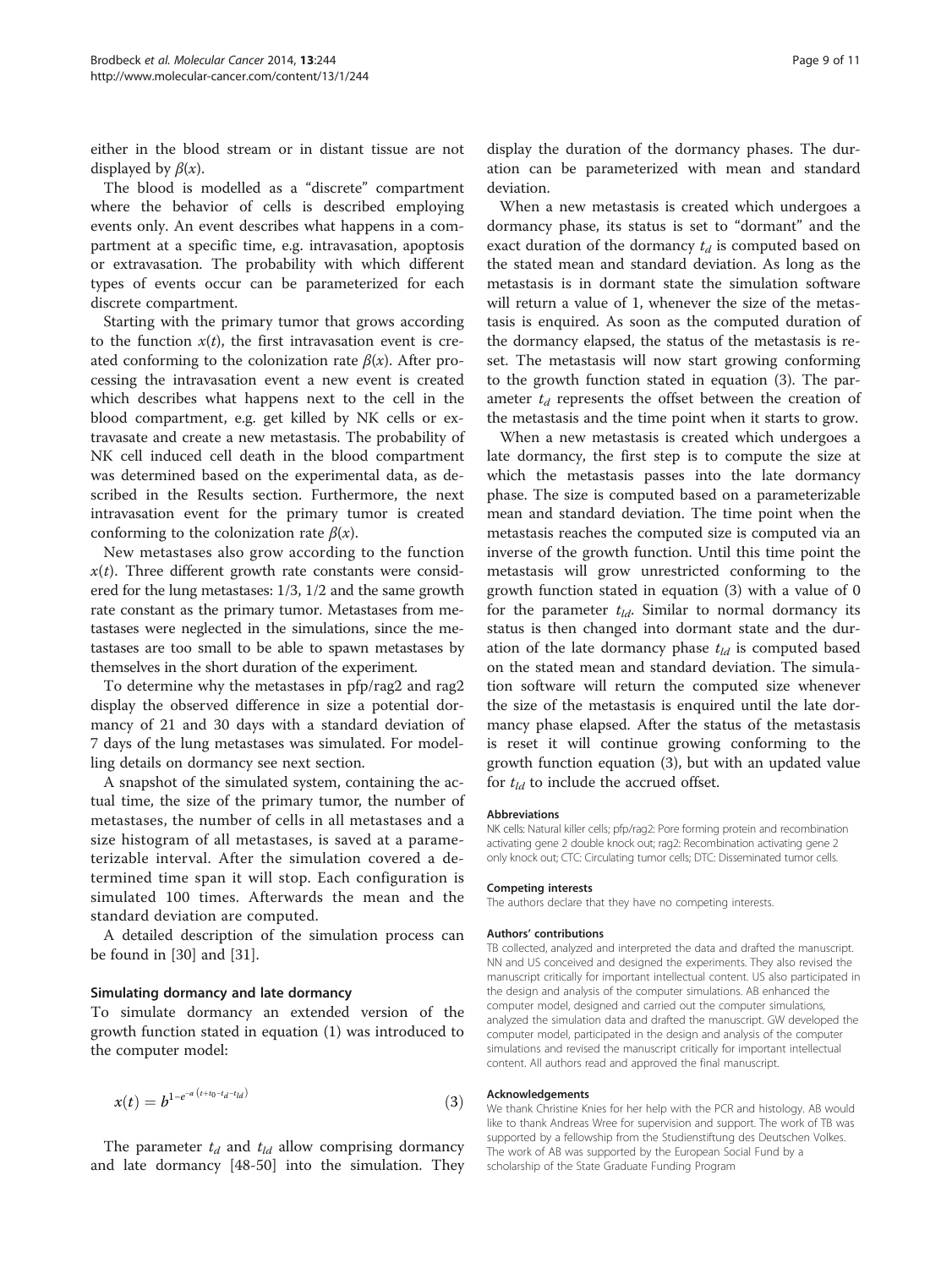either in the blood stream or in distant tissue are not displayed by $\beta(x)$.

The blood is modelled as a "discrete" compartment where the behavior of cells is described employing events only. An event describes what happens in a compartment at a specific time, e.g. intravasation, apoptosis or extravasation. The probability with which different types of events occur can be parameterized for each discrete compartment.

Starting with the primary tumor that grows according to the function $x(t)$, the first intravasation event is created conforming to the colonization rate $\beta(x)$. After processing the intravasation event a new event is created which describes what happens next to the cell in the blood compartment, e.g. get killed by NK cells or extravasate and create a new metastasis. The probability of NK cell induced cell death in the blood compartment was determined based on the experimental data, as described in the Results section. Furthermore, the next intravasation event for the primary tumor is created conforming to the colonization rate $\beta(x)$.

New metastases also grow according to the function $x(t)$. Three different growth rate constants were considered for the lung metastases: 1/3, 1/2 and the same growth rate constant as the primary tumor. Metastases from metastases were neglected in the simulations, since the metastases are too small to be able to spawn metastases by themselves in the short duration of the experiment.

To determine why the metastases in pfp/rag2 and rag2 display the observed difference in size a potential dormancy of 21 and 30 days with a standard deviation of 7 days of the lung metastases was simulated. For modelling details on dormancy see next section.

A snapshot of the simulated system, containing the actual time, the size of the primary tumor, the number of metastases, the number of cells in all metastases and a size histogram of all metastases, is saved at a parameterizable interval. After the simulation covered a determined time span it will stop. Each configuration is simulated 100 times. Afterwards the mean and the standard deviation are computed.

A detailed description of the simulation process can be found in [30] and [31].

### Simulating dormancy and late dormancy

To simulate dormancy an extended version of the growth function stated in equation (1) was introduced to the computer model:

$$x(t) = b^{1-e^{-a\left(t+t_0-t_d-t_{ld}\right)}} \tag{3}$$

The parameter $t_d$ and $t_{ld}$ allow comprising dormancy and late dormancy [48-50] into the simulation. They display the duration of the dormancy phases. The duration can be parameterized with mean and standard deviation.

When a new metastasis is created which undergoes a dormancy phase, its status is set to "dormant" and the exact duration of the dormancy $t_d$ is computed based on the stated mean and standard deviation. As long as the metastasis is in dormant state the simulation software will return a value of 1, whenever the size of the metastasis is enquired. As soon as the computed duration of the dormancy elapsed, the status of the metastasis is reset. The metastasis will now start growing conforming to the growth function stated in equation (3). The parameter $t_d$ represents the offset between the creation of the metastasis and the time point when it starts to grow.

When a new metastasis is created which undergoes a late dormancy, the first step is to compute the size at which the metastasis passes into the late dormancy phase. The size is computed based on a parameterizable mean and standard deviation. The time point when the metastasis reaches the computed size is computed via an inverse of the growth function. Until this time point the metastasis will grow unrestricted conforming to the growth function stated in equation (3) with a value of 0 for the parameter $t_{ld}$. Similar to normal dormancy its status is then changed into dormant state and the duration of the late dormancy phase $t_{ld}$ is computed based on the stated mean and standard deviation. The simulation software will return the computed size whenever the size of the metastasis is enquired until the late dormancy phase elapsed. After the status of the metastasis is reset it will continue growing conforming to the growth function equation (3), but with an updated value for $t_{ld}$ to include the accrued offset.

#### Abbreviations

NK cells: Natural killer cells; pfp/rag2: Pore forming protein and recombination activating gene 2 double knock out; rag2: Recombination activating gene 2 only knock out; CTC: Circulating tumor cells; DTC: Disseminated tumor cells.

#### Competing interests

The authors declare that they have no competing interests.

#### Authors' contributions

TB collected, analyzed and interpreted the data and drafted the manuscript. NN and US conceived and designed the experiments. They also revised the manuscript critically for important intellectual content. US also participated in the design and analysis of the computer simulations. AB enhanced the computer model, designed and carried out the computer simulations, analyzed the simulation data and drafted the manuscript. GW developed the computer model, participated in the design and analysis of the computer simulations and revised the manuscript critically for important intellectual content. All authors read and approved the final manuscript.

#### Acknowledgements

We thank Christine Knies for her help with the PCR and histology. AB would like to thank Andreas Wree for supervision and support. The work of TB was supported by a fellowship from the Studienstiftung des Deutschen Volkes. The work of AB was supported by the European Social Fund by a scholarship of the State Graduate Funding Program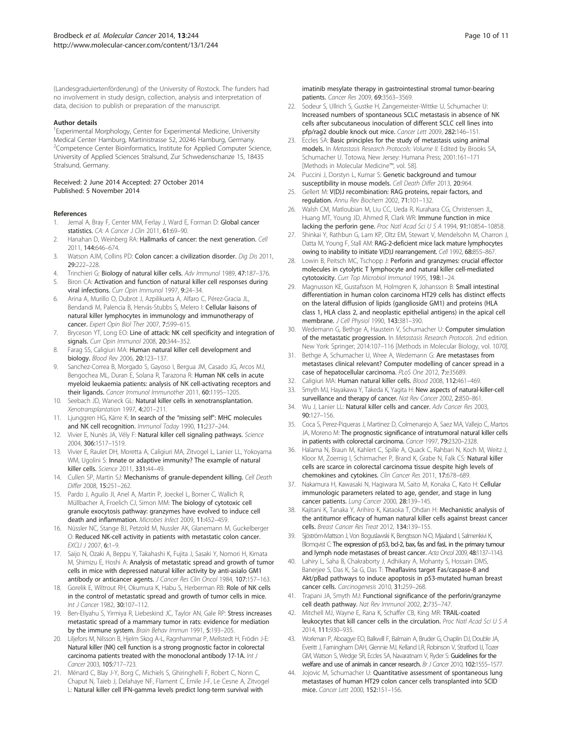(Landesgraduiertenförderung) of the University of Rostock. The funders had no involvement in study design, collection, analysis and interpretation of data, decision to publish or preparation of the manuscript.

#### Author details

[1]Experimental Morphology, Center for Experimental Medicine, University Medical Center Hamburg, Martinistrasse 52, 20246 Hamburg, Germany. [2]Competence Center Bioinformatics, Institute for Applied Computer Science, University of Applied Sciences Stralsund, Zur Schwedenschanze 15, 18435 Stralsund, Germany.

Received: 2 June 2014 Accepted: 27 October 2014
Published: 5 November 2014

#### References

1. Jemal A, Bray F, Center MM, Ferlay J, Ward E, Forman D: **Global cancer statistics.** *CA: A Cancer J Clin* 2011, **61:**69–90.
2. Hanahan D, Weinberg RA: **Hallmarks of cancer: the next generation.** *Cell* 2011, **144:**646–674.
3. Watson AJM, Collins PD: **Colon cancer: a civilization disorder.** *Dig Dis* 2011, **29:**222–228.
4. Trinchieri G: **Biology of natural killer cells.** *Adv Immunol* 1989, **47:**187–376.
5. Biron CA: **Activation and function of natural killer cell responses during viral infections.** *Curr Opin Immunol* 1997, **9:**24–34.
6. Arina A, Murillo O, Dubrot J, Azpilikueta A, Alfaro C, Pérez-Gracia JL, Bendandi M, Palencia B, Hervás-Stubbs S, Melero I: **Cellular liaisons of natural killer lymphocytes in immunology and immunotherapy of cancer.** *Expert Opin Biol Ther* 2007, **7:**599–615.
7. Bryceson YT, Long EO: **Line of attack: NK cell specificity and integration of signals.** *Curr Opin Immunol* 2008, **20:**344–352.
8. Farag SS, Caligiuri MA: **Human natural killer cell development and biology.** *Blood Rev* 2006, **20:**123–137.
9. Sanchez-Correa B, Morgado S, Gayoso I, Bergua JM, Casado JG, Arcos MJ, Bengochea ML, Duran E, Solana R, Tarazona R: **Human NK cells in acute myeloid leukaemia patients: analysis of NK cell-activating receptors and their ligands.** *Cancer Immunol Immunother* 2011, **60:**1195–1205.
10. Seebach JD, Waneck GL: **Natural killer cells in xenotransplantation.** *Xenotransplantation* 1997, **4:**201–211.
11. Ljunggren HG, Kärre K: **In search of the "missing self": MHC molecules and NK cell recognition.** *Immunol Today* 1990, **11:**237–244.
12. Vivier E, Nunès JA, Vély F: **Natural killer cell signaling pathways.** *Science* 2004, **306:**1517–1519.
13. Vivier E, Raulet DH, Moretta A, Caligiuri MA, Zitvogel L, Lanier LL, Yokoyama WM, Ugolini S: **Innate or adaptive immunity? The example of natural killer cells.** *Science* 2011, **331:**44–49.
14. Cullen SP, Martin SJ: **Mechanisms of granule-dependent killing.** *Cell Death Differ* 2008, **15:**251–262.
15. Pardo J, Aguilo JI, Anel A, Martin P, Joeckel L, Borner C, Wallich R, Müllbacher A, Froelich CJ, Simon MM: **The biology of cytotoxic cell granule exocytosis pathway: granzymes have evolved to induce cell death and inflammation.** *Microbes Infect* 2009, **11:**452–459.
16. Nüssler NC, Stange BJ, Petzold M, Nussler AK, Glanemann M, Guckelberger O: **Reduced NK-cell activity in patients with metastatic colon cancer.** *EXCLI J* 2007, **6:**1–9.
17. Saijo N, Ozaki A, Beppu Y, Takahashi K, Fujita J, Sasaki Y, Nomori H, Kimata M, Shimizu E, Hoshi A: **Analysis of metastatic spread and growth of tumor cells in mice with depressed natural killer activity by anti-asialo GM1 antibody or anticancer agents.** *J Cancer Res Clin Oncol* 1984, **107:**157–163.
18. Gorelik E, Wiltrout RH, Okumura K, Habu S, Herberman RB: **Role of NK cells in the control of metastatic spread and growth of tumor cells in mice.** *Int J Cancer* 1982, **30:**107–112.
19. Ben-Eliyahu S, Yirmiya R, Liebeskind JC, Taylor AN, Gale RP: **Stress increases metastatic spread of a mammary tumor in rats: evidence for mediation by the immune system.** *Brain Behav Immun* 1991, **5:**193–205.
20. Liljefors M, Nilsson B, Hjelm Skog A-L, Ragnhammar P, Mellstedt H, Frödin J-E: **Natural killer (NK) cell function is a strong prognostic factor in colorectal carcinoma patients treated with the monoclonal antibody 17-1A.** *Int J Cancer* 2003, **105:**717–723.
21. Ménard C, Blay J-Y, Borg C, Michiels S, Ghiringhelli F, Robert C, Nonn C, Chaput N, Taïeb J, Delahaye NF, Flament C, Emile J-F, Le Cesne A, Zitvogel L: **Natural killer cell IFN-gamma levels predict long-term survival with imatinib mesylate therapy in gastrointestinal stromal tumor-bearing patients.** *Cancer Res* 2009, **69:**3563–3569.
22. Sodeur S, Ullrich S, Gustke H, Zangemeister-Wittke U, Schumacher U: **Increased numbers of spontaneous SCLC metastasis in absence of NK cells after subcutaneous inoculation of different SCLC cell lines into pfp/rag2 double knock out mice.** *Cancer Lett* 2009, **282:**146–151.
23. Eccles SA: **Basic principles for the study of metastasis using animal models.** In *Metastasis Research Protocols: Volume II.* Edited by Brooks SA, Schumacher U. Totowa, New Jersey: Humana Press; 2001:161–171 [Methods in Molecular Medicine™, vol. 58].
24. Puccini J, Dorstyn L, Kumar S: **Genetic background and tumour susceptibility in mouse models.** *Cell Death Differ* 2013, **20:**964.
25. Gellert M: **V(D)J recombination: RAG proteins, repair factors, and regulation.** *Annu Rev Biochem* 2002, **71:**101–132.
26. Walsh CM, Matloubian M, Liu CC, Ueda R, Kurahara CG, Christensen JL, Huang MT, Young JD, Ahmed R, Clark WR: **Immune function in mice lacking the perforin gene.** *Proc Natl Acad Sci U S A* 1994, **91:**10854–10858.
27. Shinkai Y, Rathbun G, Lam KP, Oltz EM, Stewart V, Mendelsohn M, Charron J, Datta M, Young F, Stall AM: **RAG-2-deficient mice lack mature lymphocytes owing to inability to initiate V(D)J rearrangement.** *Cell* 1992, **68:**855–867.
28. Lowin B, Peitsch MC, Tschopp J: **Perforin and granzymes: crucial effector molecules in cytolytic T lymphocyte and natural killer cell-mediated cytotoxicity.** *Curr Top Microbiol Immunol* 1995, **198:**1–24.
29. Magnusson KE, Gustafsson M, Holmgren K, Johansson B: **Small intestinal differentiation in human colon carcinoma HT29 cells has distinct effects on the lateral diffusion of lipids (ganglioside GM1) and proteins (HLA class 1, HLA class 2, and neoplastic epithelial antigens) in the apical cell membrane.** *J Cell Physiol* 1990, **143:**381–390.
30. Wedemann G, Bethge A, Haustein V, Schumacher U: **Computer simulation of the metastatic progression.** In *Metastasis Research Protocols.* 2nd edition. New York: Springer; 2014:107–116 [Methods in Molecular Biology, vol. 1070].
31. Bethge A, Schumacher U, Wree A, Wedemann G: **Are metastases from metastases clinical relevant? Computer modelling of cancer spread in a case of hepatocellular carcinoma.** *PLoS One* 2012, **7:**e35689.
32. Caligiuri MA: **Human natural killer cells.** *Blood* 2008, **112:**461–469.
33. Smyth MJ, Hayakawa Y, Takeda K, Yagita H: **New aspects of natural-killer-cell surveillance and therapy of cancer.** *Nat Rev Cancer* 2002, **2:**850–861.
34. Wu J, Lanier LL: **Natural killer cells and cancer.** *Adv Cancer Res* 2003, **90:**127–156.
35. Coca S, Perez-Piqueras J, Martinez D, Colmenarejo A, Saez MA, Vallejo C, Martos JA, Moreno M: **The prognostic significance of intratumoral natural killer cells in patients with colorectal carcinoma.** *Cancer* 1997, **79:**2320–2328.
36. Halama N, Braun M, Kahlert C, Spille A, Quack C, Rahbari N, Koch M, Weitz J, Kloor M, Zoernig I, Schirmacher P, Brand K, Grabe N, Falk CS: **Natural killer cells are scarce in colorectal carcinoma tissue despite high levels of chemokines and cytokines.** *Clin Cancer Res* 2011, **17:**678–689.
37. Nakamura H, Kawasaki N, Hagiwara M, Saito M, Konaka C, Kato H: **Cellular immunologic parameters related to age, gender, and stage in lung cancer patients.** *Lung Cancer* 2000, **28:**139–145.
38. Kajitani K, Tanaka Y, Arihiro K, Kataoka T, Ohdan H: **Mechanistic analysis of the antitumor efficacy of human natural killer cells against breast cancer cells.** *Breast Cancer Res Treat* 2012, **134:**139–155.
39. Sjöström-Mattson J, Von Boguslawski K, Bengtsson N-O, Mjaaland I, Salmenkivi K, Blomqvist C: **The expression of p53, bcl-2, bax, fas and fasL in the primary tumour and lymph node metastases of breast cancer.** *Acta Oncol* 2009, **48:**1137–1143.
40. Lahiry L, Saha B, Chakraborty J, Adhikary A, Mohanty S, Hossain DMS, Banerjee S, Das K, Sa G, Das T: **Theaflavins target Fas/caspase-8 and Akt/pBad pathways to induce apoptosis in p53-mutated human breast cancer cells.** *Carcinogenesis* 2010, **31:**259–268.
41. Trapani JA, Smyth MJ: **Functional significance of the perforin/granzyme cell death pathway.** *Nat Rev Immunol* 2002, **2:**735–747.
42. Mitchell MJ, Wayne E, Rana K, Schaffer CB, King MR: **TRAIL-coated leukocytes that kill cancer cells in the circulation.** *Proc Natl Acad Sci U S A* 2014, **111:**930–935.
43. Workman P, Aboagye EO, Balkwill F, Balmain A, Bruder G, Chaplin DJ, Double JA, Everitt J, Farningham DAH, Glennie MJ, Kelland LR, Robinson V, Stratford IJ, Tozer GM, Watson S, Wedge SR, Eccles SA, Navaratnam V, Ryder S: **Guidelines for the welfare and use of animals in cancer research.** *Br J Cancer* 2010, **102:**1555–1577.
44. Jojovic M, Schumacher U: **Quantitative assessment of spontaneous lung metastases of human HT29 colon cancer cells transplanted into SCID mice.** *Cancer Lett* 2000, **152:**151–156.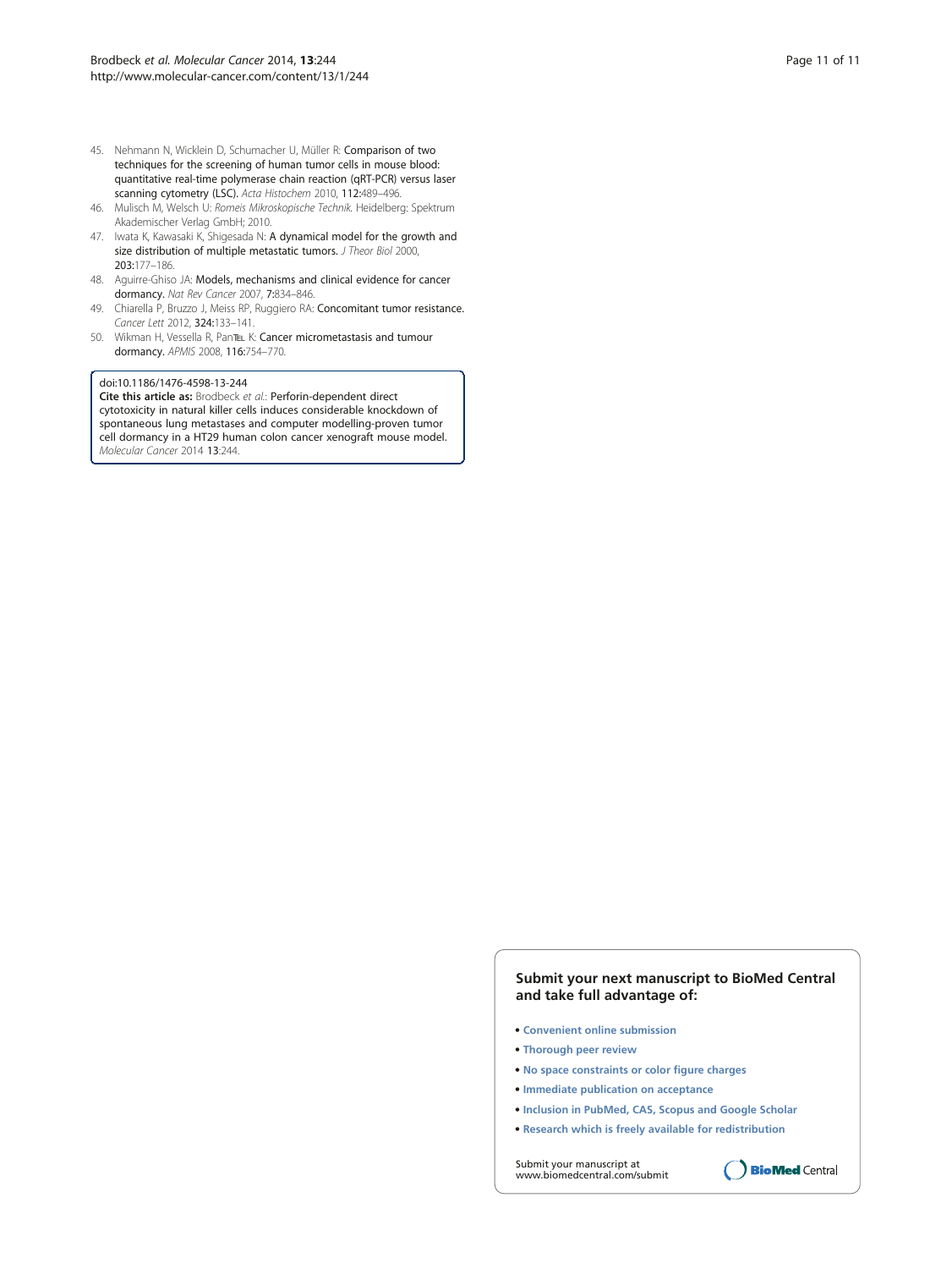45. Nehmann N, Wicklein D, Schumacher U, Müller R: **Comparison of two techniques for the screening of human tumor cells in mouse blood: quantitative real-time polymerase chain reaction (qRT-PCR) versus laser scanning cytometry (LSC).** *Acta Histochem* 2010, **112:**489–496.
46. Mulisch M, Welsch U: *Romeis Mikroskopische Technik.* Heidelberg: Spektrum Akademischer Verlag GmbH; 2010.
47. Iwata K, Kawasaki K, Shigesada N: **A dynamical model for the growth and size distribution of multiple metastatic tumors.** *J Theor Biol* 2000, **203:**177–186.
48. Aguirre-Ghiso JA: **Models, mechanisms and clinical evidence for cancer dormancy.** *Nat Rev Cancer* 2007, **7:**834–846.
49. Chiarella P, Bruzzo J, Meiss RP, Ruggiero RA: **Concomitant tumor resistance.** *Cancer Lett* 2012, **324:**133–141.
50. Wikman H, Vessella R, PanTel K: **Cancer micrometastasis and tumour dormancy.** *APMIS* 2008, **116:**754–770.

doi:10.1186/1476-4598-13-244
**Cite this article as:** Brodbeck *et al.*: Perforin-dependent direct cytotoxicity in natural killer cells induces considerable knockdown of spontaneous lung metastases and computer modelling-proven tumor cell dormancy in a HT29 human colon cancer xenograft mouse model. *Molecular Cancer* 2014 **13**:244.

**Submit your next manuscript to BioMed Central and take full advantage of:**

- **Convenient online submission**
- **Thorough peer review**
- **No space constraints or color figure charges**
- **Immediate publication on acceptance**
- **Inclusion in PubMed, CAS, Scopus and Google Scholar**
- **Research which is freely available for redistribution**

Submit your manuscript at
www.biomedcentral.com/submit

BioMed Central